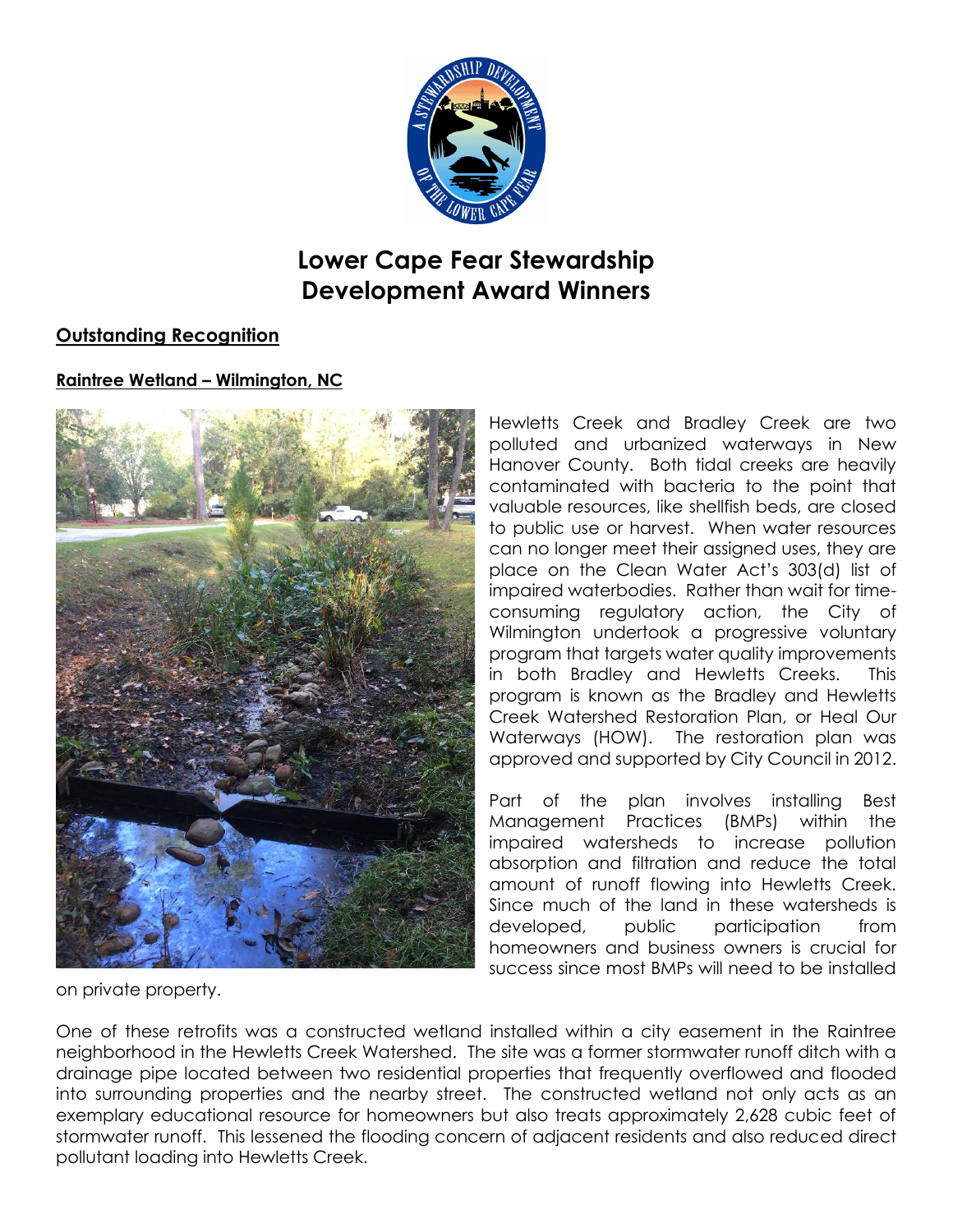# Lower Cape Fear Stewardship Development Award Winners

## Outstanding Recognition

### Raintree Wetland – Wilmington, NC

Hewletts Creek and Bradley Creek are two polluted and urbanized waterways in New Hanover County. Both tidal creeks are heavily contaminated with bacteria to the point that valuable resources, like shellfish beds, are closed to public use or harvest. When water resources can no longer meet their assigned uses, they are place on the Clean Water Act's 303(d) list of impaired waterbodies. Rather than wait for time-consuming regulatory action, the City of Wilmington undertook a progressive voluntary program that targets water quality improvements in both Bradley and Hewletts Creeks. This program is known as the Bradley and Hewletts Creek Watershed Restoration Plan, or Heal Our Waterways (HOW). The restoration plan was approved and supported by City Council in 2012.

Part of the plan involves installing Best Management Practices (BMPs) within the impaired watersheds to increase pollution absorption and filtration and reduce the total amount of runoff flowing into Hewletts Creek. Since much of the land in these watersheds is developed, public participation from homeowners and business owners is crucial for success since most BMPs will need to be installed on private property.

One of these retrofits was a constructed wetland installed within a city easement in the Raintree neighborhood in the Hewletts Creek Watershed. The site was a former stormwater runoff ditch with a drainage pipe located between two residential properties that frequently overflowed and flooded into surrounding properties and the nearby street. The constructed wetland not only acts as an exemplary educational resource for homeowners but also treats approximately 2,628 cubic feet of stormwater runoff. This lessened the flooding concern of adjacent residents and also reduced direct pollutant loading into Hewletts Creek.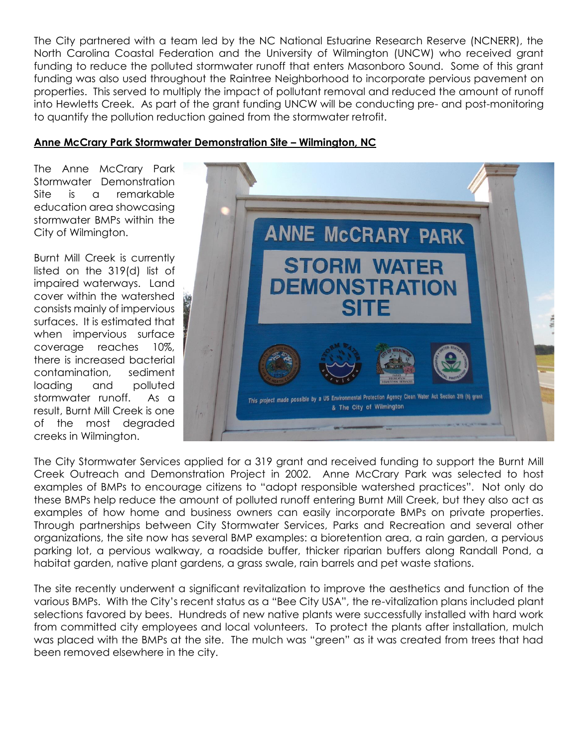The City partnered with a team led by the NC National Estuarine Research Reserve (NCNERR), the North Carolina Coastal Federation and the University of Wilmington (UNCW) who received grant funding to reduce the polluted stormwater runoff that enters Masonboro Sound. Some of this grant funding was also used throughout the Raintree Neighborhood to incorporate pervious pavement on properties. This served to multiply the impact of pollutant removal and reduced the amount of runoff into Hewletts Creek. As part of the grant funding UNCW will be conducting pre- and post-monitoring to quantify the pollution reduction gained from the stormwater retrofit.

**Anne McCrary Park Stormwater Demonstration Site – Wilmington, NC**

The Anne McCrary Park Stormwater Demonstration Site is a remarkable education area showcasing stormwater BMPs within the City of Wilmington.

Burnt Mill Creek is currently listed on the 319(d) list of impaired waterways. Land cover within the watershed consists mainly of impervious surfaces. It is estimated that when impervious surface coverage reaches 10%, there is increased bacterial contamination, sediment loading and polluted stormwater runoff. As a result, Burnt Mill Creek is one of the most degraded creeks in Wilmington.

The City Stormwater Services applied for a 319 grant and received funding to support the Burnt Mill Creek Outreach and Demonstration Project in 2002. Anne McCrary Park was selected to host examples of BMPs to encourage citizens to "adopt responsible watershed practices". Not only do these BMPs help reduce the amount of polluted runoff entering Burnt Mill Creek, but they also act as examples of how home and business owners can easily incorporate BMPs on private properties. Through partnerships between City Stormwater Services, Parks and Recreation and several other organizations, the site now has several BMP examples: a bioretention area, a rain garden, a pervious parking lot, a pervious walkway, a roadside buffer, thicker riparian buffers along Randall Pond, a habitat garden, native plant gardens, a grass swale, rain barrels and pet waste stations.

The site recently underwent a significant revitalization to improve the aesthetics and function of the various BMPs. With the City's recent status as a "Bee City USA", the re-vitalization plans included plant selections favored by bees. Hundreds of new native plants were successfully installed with hard work from committed city employees and local volunteers. To protect the plants after installation, mulch was placed with the BMPs at the site. The mulch was "green" as it was created from trees that had been removed elsewhere in the city.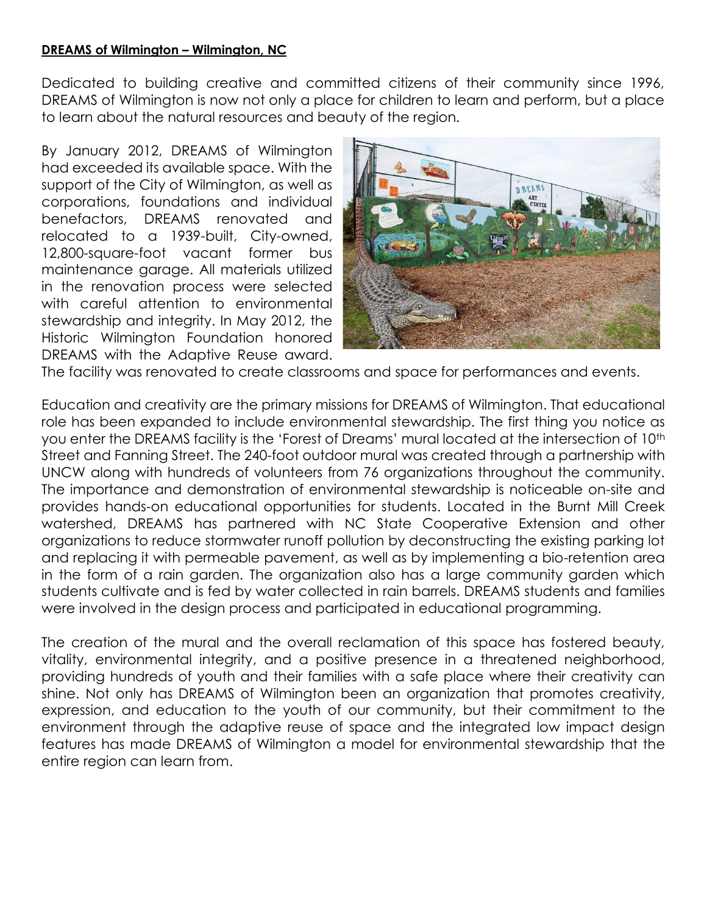**DREAMS of Wilmington – Wilmington, NC**

Dedicated to building creative and committed citizens of their community since 1996, DREAMS of Wilmington is now not only a place for children to learn and perform, but a place to learn about the natural resources and beauty of the region.

By January 2012, DREAMS of Wilmington had exceeded its available space. With the support of the City of Wilmington, as well as corporations, foundations and individual benefactors, DREAMS renovated and relocated to a 1939-built, City-owned, 12,800-square-foot vacant former bus maintenance garage. All materials utilized in the renovation process were selected with careful attention to environmental stewardship and integrity. In May 2012, the Historic Wilmington Foundation honored DREAMS with the Adaptive Reuse award. The facility was renovated to create classrooms and space for performances and events.

Education and creativity are the primary missions for DREAMS of Wilmington. That educational role has been expanded to include environmental stewardship. The first thing you notice as you enter the DREAMS facility is the 'Forest of Dreams' mural located at the intersection of 10th Street and Fanning Street. The 240-foot outdoor mural was created through a partnership with UNCW along with hundreds of volunteers from 76 organizations throughout the community. The importance and demonstration of environmental stewardship is noticeable on-site and provides hands-on educational opportunities for students. Located in the Burnt Mill Creek watershed, DREAMS has partnered with NC State Cooperative Extension and other organizations to reduce stormwater runoff pollution by deconstructing the existing parking lot and replacing it with permeable pavement, as well as by implementing a bio-retention area in the form of a rain garden. The organization also has a large community garden which students cultivate and is fed by water collected in rain barrels. DREAMS students and families were involved in the design process and participated in educational programming.

The creation of the mural and the overall reclamation of this space has fostered beauty, vitality, environmental integrity, and a positive presence in a threatened neighborhood, providing hundreds of youth and their families with a safe place where their creativity can shine. Not only has DREAMS of Wilmington been an organization that promotes creativity, expression, and education to the youth of our community, but their commitment to the environment through the adaptive reuse of space and the integrated low impact design features has made DREAMS of Wilmington a model for environmental stewardship that the entire region can learn from.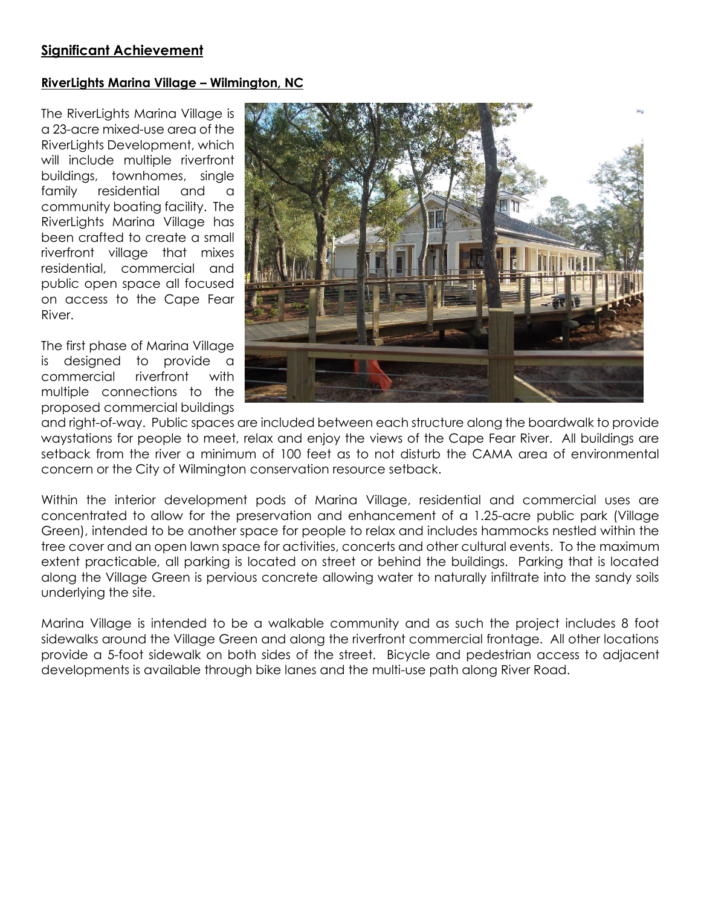## Significant Achievement

### RiverLights Marina Village – Wilmington, NC

The RiverLights Marina Village is a 23-acre mixed-use area of the RiverLights Development, which will include multiple riverfront buildings, townhomes, single family residential and a community boating facility. The RiverLights Marina Village has been crafted to create a small riverfront village that mixes residential, commercial and public open space all focused on access to the Cape Fear River.

The first phase of Marina Village is designed to provide a commercial riverfront with multiple connections to the proposed commercial buildings and right-of-way. Public spaces are included between each structure along the boardwalk to provide waystations for people to meet, relax and enjoy the views of the Cape Fear River. All buildings are setback from the river a minimum of 100 feet as to not disturb the CAMA area of environmental concern or the City of Wilmington conservation resource setback.

Within the interior development pods of Marina Village, residential and commercial uses are concentrated to allow for the preservation and enhancement of a 1.25-acre public park (Village Green), intended to be another space for people to relax and includes hammocks nestled within the tree cover and an open lawn space for activities, concerts and other cultural events. To the maximum extent practicable, all parking is located on street or behind the buildings. Parking that is located along the Village Green is pervious concrete allowing water to naturally infiltrate into the sandy soils underlying the site.

Marina Village is intended to be a walkable community and as such the project includes 8 foot sidewalks around the Village Green and along the riverfront commercial frontage. All other locations provide a 5-foot sidewalk on both sides of the street. Bicycle and pedestrian access to adjacent developments is available through bike lanes and the multi-use path along River Road.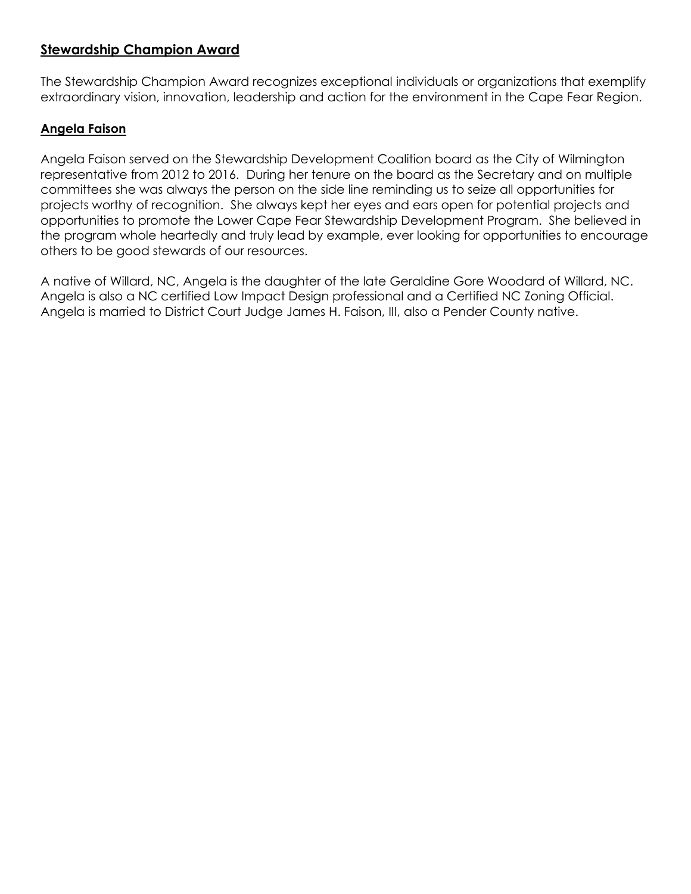## Stewardship Champion Award

The Stewardship Champion Award recognizes exceptional individuals or organizations that exemplify extraordinary vision, innovation, leadership and action for the environment in the Cape Fear Region.

### Angela Faison

Angela Faison served on the Stewardship Development Coalition board as the City of Wilmington representative from 2012 to 2016. During her tenure on the board as the Secretary and on multiple committees she was always the person on the side line reminding us to seize all opportunities for projects worthy of recognition. She always kept her eyes and ears open for potential projects and opportunities to promote the Lower Cape Fear Stewardship Development Program. She believed in the program whole heartedly and truly lead by example, ever looking for opportunities to encourage others to be good stewards of our resources.

A native of Willard, NC, Angela is the daughter of the late Geraldine Gore Woodard of Willard, NC. Angela is also a NC certified Low Impact Design professional and a Certified NC Zoning Official. Angela is married to District Court Judge James H. Faison, III, also a Pender County native.